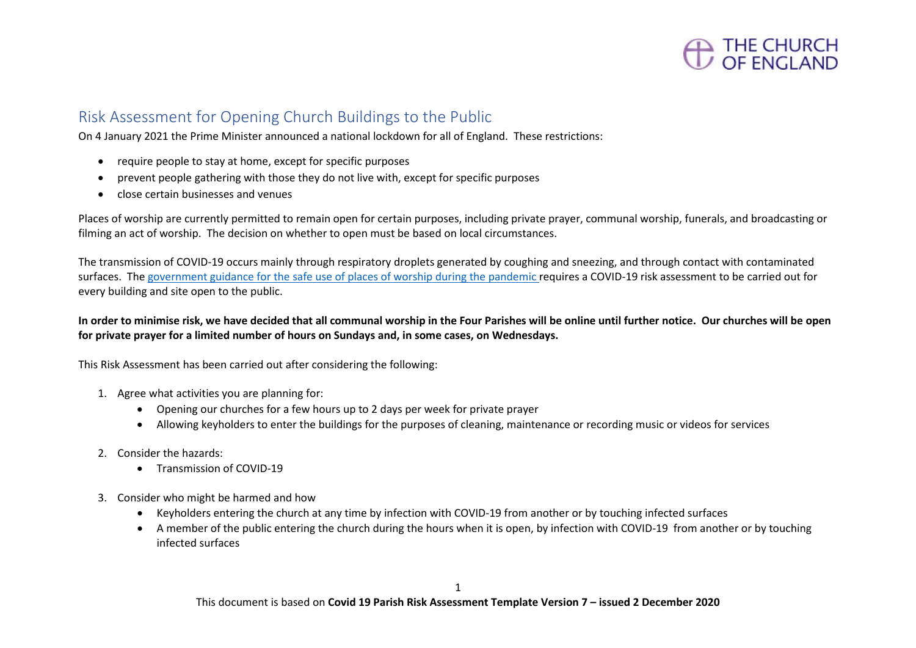# Risk Assessment for Opening Church Buildings to the Public

On 4 January 2021 the Prime Minister announced a national lockdown for all of England. These restrictions:

- require people to stay at home, except for specific purposes
- prevent people gathering with those they do not live with, except for specific purposes
- close certain businesses and venues

Places of worship are currently permitted to remain open for certain purposes, including private prayer, communal worship, funerals, and broadcasting or filming an act of worship. The decision on whether to open must be based on local circumstances.

The transmission of COVID-19 occurs mainly through respiratory droplets generated by coughing and sneezing, and through contact with contaminated surfaces. The government guidance for the safe use of places of worship during the pandemic requires a COVID-19 risk assessment to be carried out for every building and site open to the public.

**In order to minimise risk, we have decided that all communal worship in the Four Parishes will be online until further notice. Our churches will be open for private prayer for a limited number of hours on Sundays and, in some cases, on Wednesdays.**

This Risk Assessment has been carried out after considering the following:

1. Agree what activities you are planning for:
   - Opening our churches for a few hours up to 2 days per week for private prayer
   - Allowing keyholders to enter the buildings for the purposes of cleaning, maintenance or recording music or videos for services
2. Consider the hazards:
   - Transmission of COVID-19
3. Consider who might be harmed and how
   - Keyholders entering the church at any time by infection with COVID-19 from another or by touching infected surfaces
   - A member of the public entering the church during the hours when it is open, by infection with COVID-19 from another or by touching infected surfaces

This document is based on **Covid 19 Parish Risk Assessment Template Version 7 – issued 2 December 2020**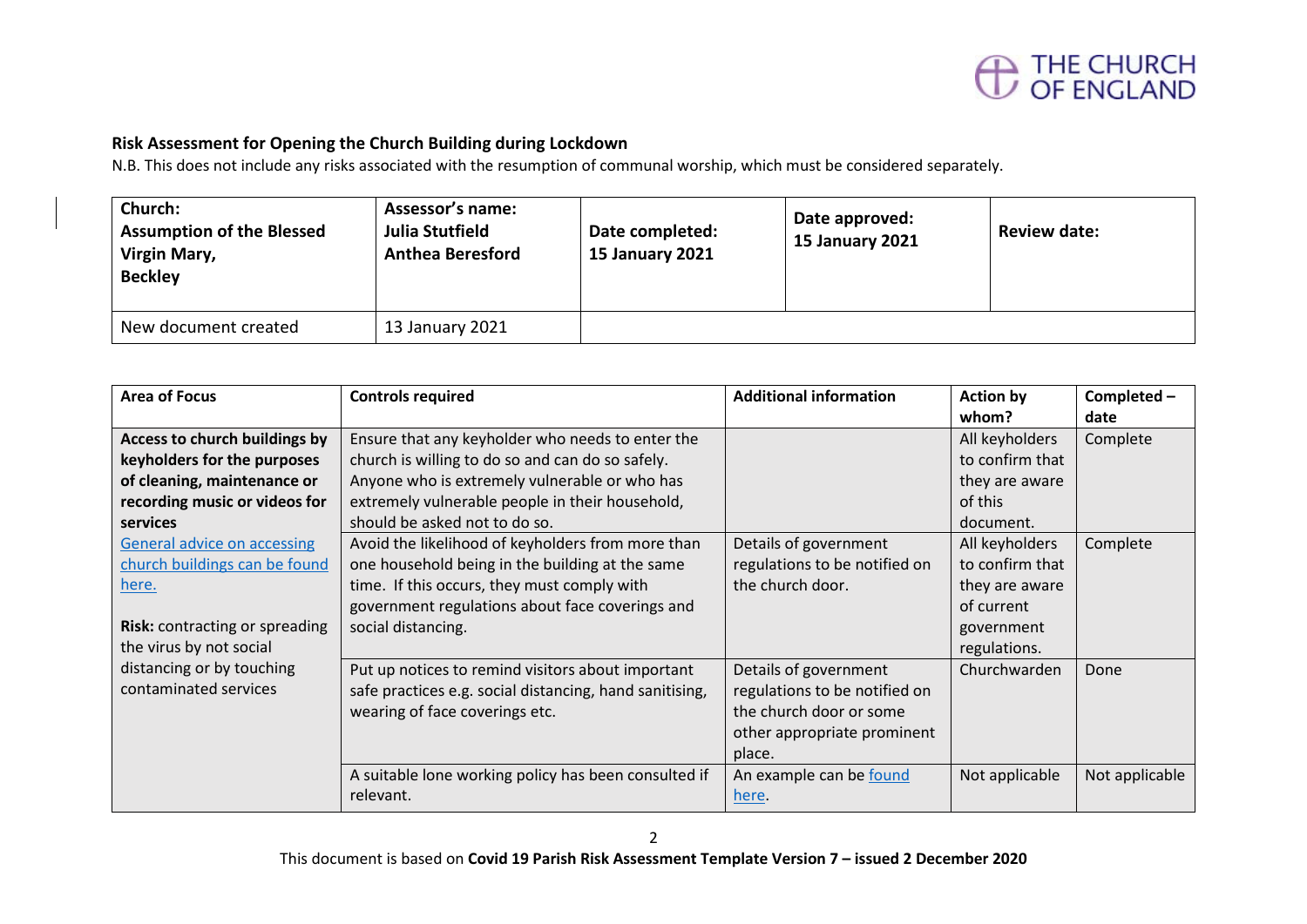## Risk Assessment for Opening the Church Building during Lockdown

N.B. This does not include any risks associated with the resumption of communal worship, which must be considered separately.

| Church: **Assumption of the Blessed Virgin Mary, Beckley** | Assessor's name: **Julia Stutfield Anthea Beresford** | Date completed: **15 January 2021** | Date approved: **15 January 2021** | Review date: |
|---|---|---|---|---|
| New document created | 13 January 2021 | | | |

| Area of Focus | Controls required | Additional information | Action by whom? | Completed – date |
|---|---|---|---|---|
| **Access to church buildings by keyholders for the purposes of cleaning, maintenance or recording music or videos for services** General advice on accessing church buildings can be found here. **Risk:** contracting or spreading the virus by not social distancing or by touching contaminated services | Ensure that any keyholder who needs to enter the church is willing to do so and can do so safely. Anyone who is extremely vulnerable or who has extremely vulnerable people in their household, should be asked not to do so. | | All keyholders to confirm that they are aware of this document. | Complete |
| | Avoid the likelihood of keyholders from more than one household being in the building at the same time. If this occurs, they must comply with government regulations about face coverings and social distancing. | Details of government regulations to be notified on the church door. | All keyholders to confirm that they are aware of current government regulations. | Complete |
| | Put up notices to remind visitors about important safe practices e.g. social distancing, hand sanitising, wearing of face coverings etc. | Details of government regulations to be notified on the church door or some other appropriate prominent place. | Churchwarden | Done |
| | A suitable lone working policy has been consulted if relevant. | An example can be found here. | Not applicable | Not applicable |

This document is based on **Covid 19 Parish Risk Assessment Template Version 7 – issued 2 December 2020**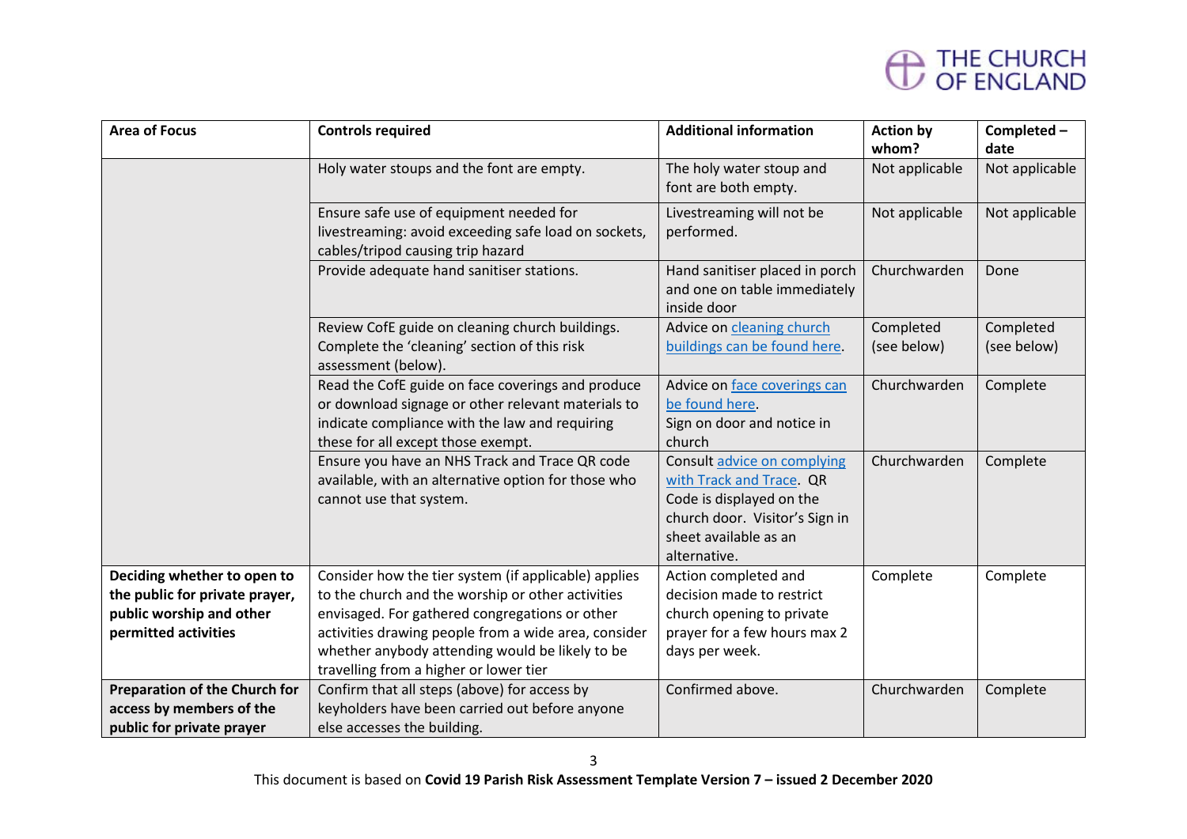| Area of Focus | Controls required | Additional information | Action by whom? | Completed – date |
|---|---|---|---|---|
| | Holy water stoups and the font are empty. | The holy water stoup and font are both empty. | Not applicable | Not applicable |
| | Ensure safe use of equipment needed for livestreaming: avoid exceeding safe load on sockets, cables/tripod causing trip hazard | Livestreaming will not be performed. | Not applicable | Not applicable |
| | Provide adequate hand sanitiser stations. | Hand sanitiser placed in porch and one on table immediately inside door | Churchwarden | Done |
| | Review CofE guide on cleaning church buildings. Complete the 'cleaning' section of this risk assessment (below). | Advice on cleaning church buildings can be found here. | Completed (see below) | Completed (see below) |
| | Read the CofE guide on face coverings and produce or download signage or other relevant materials to indicate compliance with the law and requiring these for all except those exempt. | Advice on face coverings can be found here. Sign on door and notice in church | Churchwarden | Complete |
| | Ensure you have an NHS Track and Trace QR code available, with an alternative option for those who cannot use that system. | Consult advice on complying with Track and Trace. QR Code is displayed on the church door. Visitor's Sign in sheet available as an alternative. | Churchwarden | Complete |
| **Deciding whether to open to the public for private prayer, public worship and other permitted activities** | Consider how the tier system (if applicable) applies to the church and the worship or other activities envisaged. For gathered congregations or other activities drawing people from a wide area, consider whether anybody attending would be likely to be travelling from a higher or lower tier | Action completed and decision made to restrict church opening to private prayer for a few hours max 2 days per week. | Complete | Complete |
| **Preparation of the Church for access by members of the public for private prayer** | Confirm that all steps (above) for access by keyholders have been carried out before anyone else accesses the building. | Confirmed above. | Churchwarden | Complete |

This document is based on **Covid 19 Parish Risk Assessment Template Version 7 – issued 2 December 2020**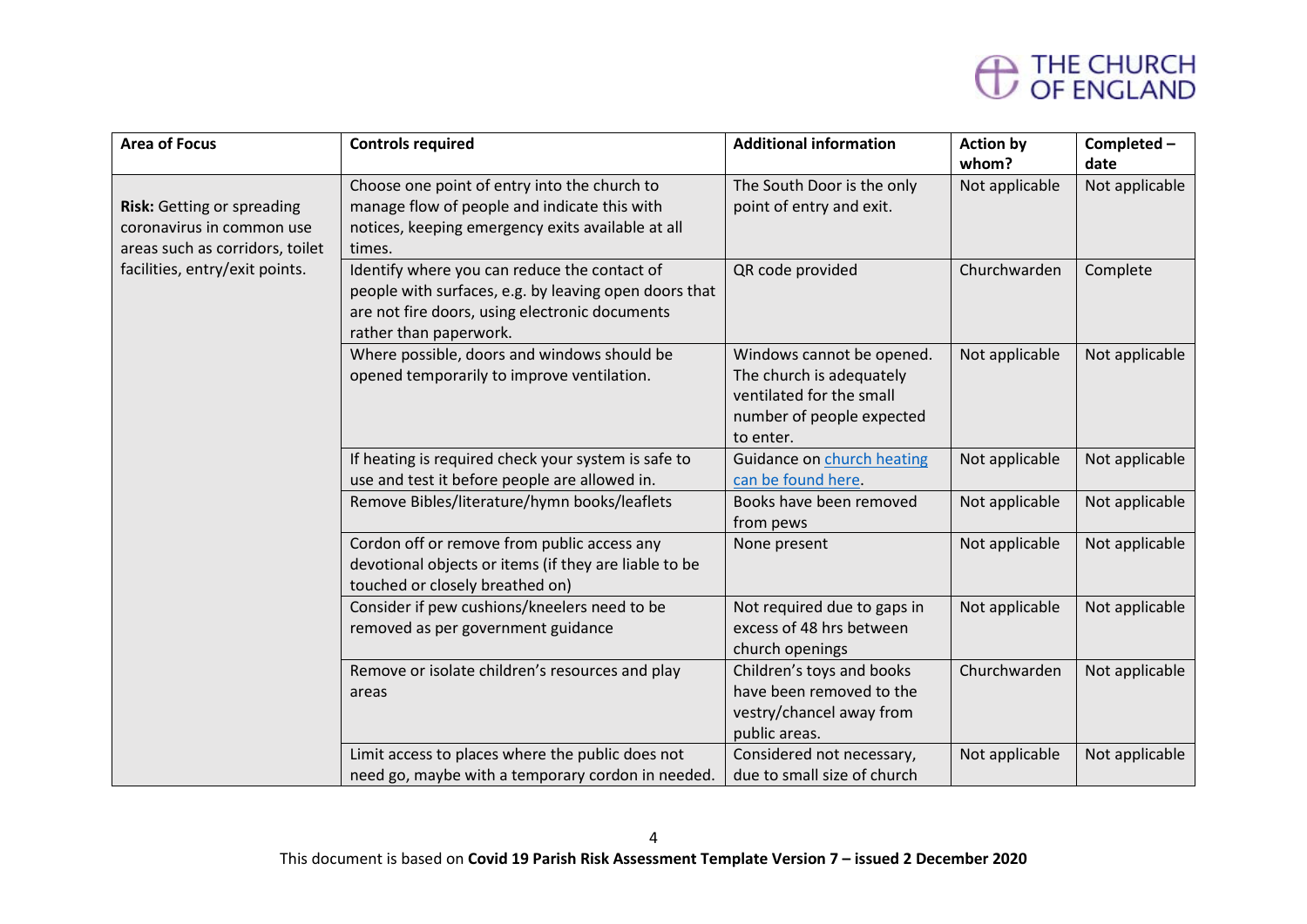| Area of Focus | Controls required | Additional information | Action by whom? | Completed – date |
|---|---|---|---|---|
| **Risk:** Getting or spreading coronavirus in common use areas such as corridors, toilet facilities, entry/exit points. | Choose one point of entry into the church to manage flow of people and indicate this with notices, keeping emergency exits available at all times. | The South Door is the only point of entry and exit. | Not applicable | Not applicable |
| | Identify where you can reduce the contact of people with surfaces, e.g. by leaving open doors that are not fire doors, using electronic documents rather than paperwork. | QR code provided | Churchwarden | Complete |
| | Where possible, doors and windows should be opened temporarily to improve ventilation. | Windows cannot be opened. The church is adequately ventilated for the small number of people expected to enter. | Not applicable | Not applicable |
| | If heating is required check your system is safe to use and test it before people are allowed in. | Guidance on church heating can be found here. | Not applicable | Not applicable |
| | Remove Bibles/literature/hymn books/leaflets | Books have been removed from pews | Not applicable | Not applicable |
| | Cordon off or remove from public access any devotional objects or items (if they are liable to be touched or closely breathed on) | None present | Not applicable | Not applicable |
| | Consider if pew cushions/kneelers need to be removed as per government guidance | Not required due to gaps in excess of 48 hrs between church openings | Not applicable | Not applicable |
| | Remove or isolate children's resources and play areas | Children's toys and books have been removed to the vestry/chancel away from public areas. | Churchwarden | Not applicable |
| | Limit access to places where the public does not need go, maybe with a temporary cordon in needed. | Considered not necessary, due to small size of church | Not applicable | Not applicable |

This document is based on **Covid 19 Parish Risk Assessment Template Version 7 – issued 2 December 2020**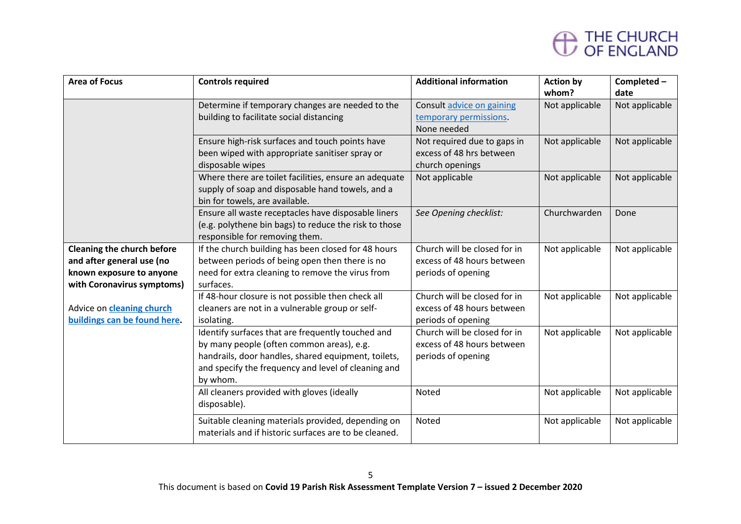| Area of Focus | Controls required | Additional information | Action by whom? | Completed – date |
|---|---|---|---|---|
| | Determine if temporary changes are needed to the building to facilitate social distancing | Consult advice on gaining temporary permissions. None needed | Not applicable | Not applicable |
| | Ensure high-risk surfaces and touch points have been wiped with appropriate sanitiser spray or disposable wipes | Not required due to gaps in excess of 48 hrs between church openings | Not applicable | Not applicable |
| | Where there are toilet facilities, ensure an adequate supply of soap and disposable hand towels, and a bin for towels, are available. | Not applicable | Not applicable | Not applicable |
| | Ensure all waste receptacles have disposable liners (e.g. polythene bin bags) to reduce the risk to those responsible for removing them. | *See Opening checklist:* | Churchwarden | Done |
| **Cleaning the church before and after general use (no known exposure to anyone with Coronavirus symptoms)** Advice on **cleaning church buildings can be found here.** | If the church building has been closed for 48 hours between periods of being open then there is no need for extra cleaning to remove the virus from surfaces. | Church will be closed for in excess of 48 hours between periods of opening | Not applicable | Not applicable |
| | If 48-hour closure is not possible then check all cleaners are not in a vulnerable group or self-isolating. | Church will be closed for in excess of 48 hours between periods of opening | Not applicable | Not applicable |
| | Identify surfaces that are frequently touched and by many people (often common areas), e.g. handrails, door handles, shared equipment, toilets, and specify the frequency and level of cleaning and by whom. | Church will be closed for in excess of 48 hours between periods of opening | Not applicable | Not applicable |
| | All cleaners provided with gloves (ideally disposable). | Noted | Not applicable | Not applicable |
| | Suitable cleaning materials provided, depending on materials and if historic surfaces are to be cleaned. | Noted | Not applicable | Not applicable |

This document is based on **Covid 19 Parish Risk Assessment Template Version 7 – issued 2 December 2020**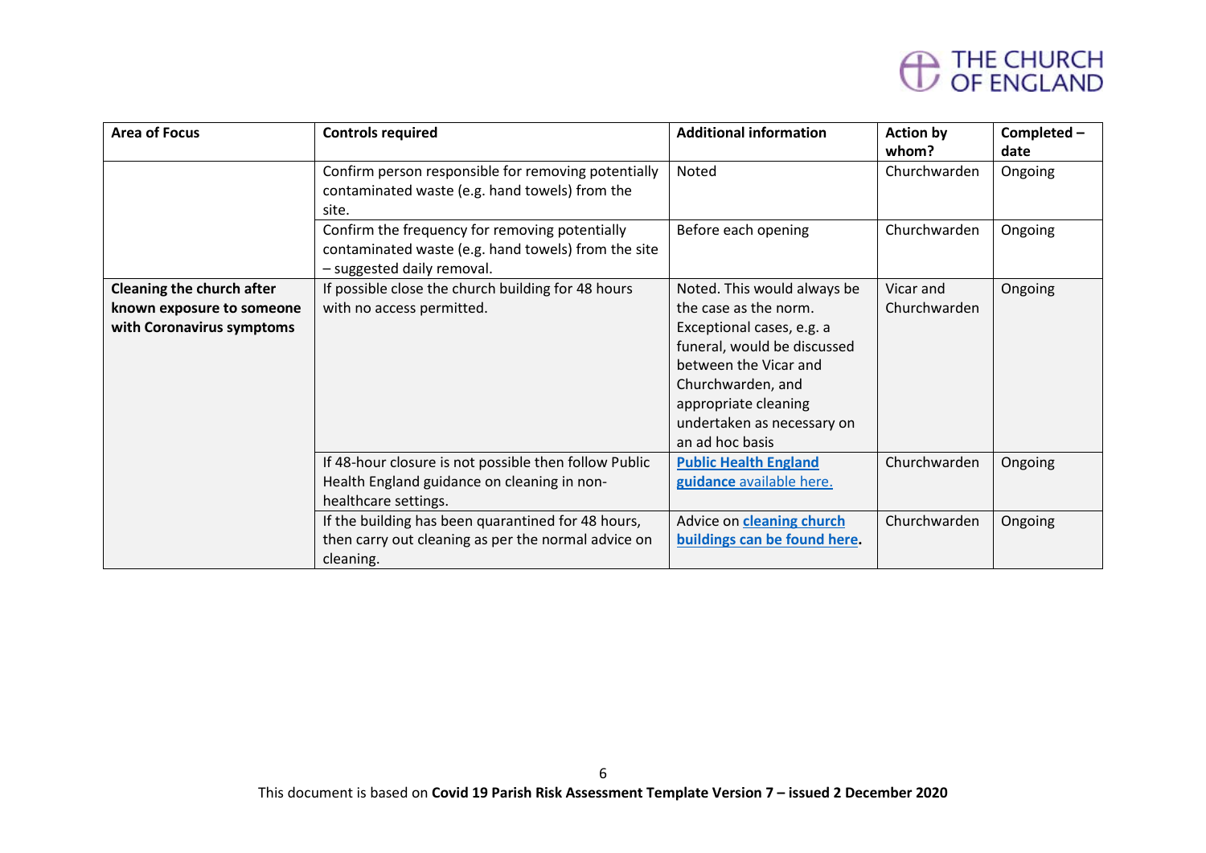| Area of Focus | Controls required | Additional information | Action by whom? | Completed – date |
|---|---|---|---|---|
| | Confirm person responsible for removing potentially contaminated waste (e.g. hand towels) from the site. | Noted | Churchwarden | Ongoing |
| | Confirm the frequency for removing potentially contaminated waste (e.g. hand towels) from the site – suggested daily removal. | Before each opening | Churchwarden | Ongoing |
| **Cleaning the church after known exposure to someone with Coronavirus symptoms** | If possible close the church building for 48 hours with no access permitted. | Noted. This would always be the case as the norm. Exceptional cases, e.g. a funeral, would be discussed between the Vicar and Churchwarden, and appropriate cleaning undertaken as necessary on an ad hoc basis | Vicar and Churchwarden | Ongoing |
| | If 48-hour closure is not possible then follow Public Health England guidance on cleaning in non-healthcare settings. | **Public Health England guidance** available here. | Churchwarden | Ongoing |
| | If the building has been quarantined for 48 hours, then carry out cleaning as per the normal advice on cleaning. | Advice on **cleaning church buildings can be found here.** | Churchwarden | Ongoing |

This document is based on **Covid 19 Parish Risk Assessment Template Version 7 – issued 2 December 2020**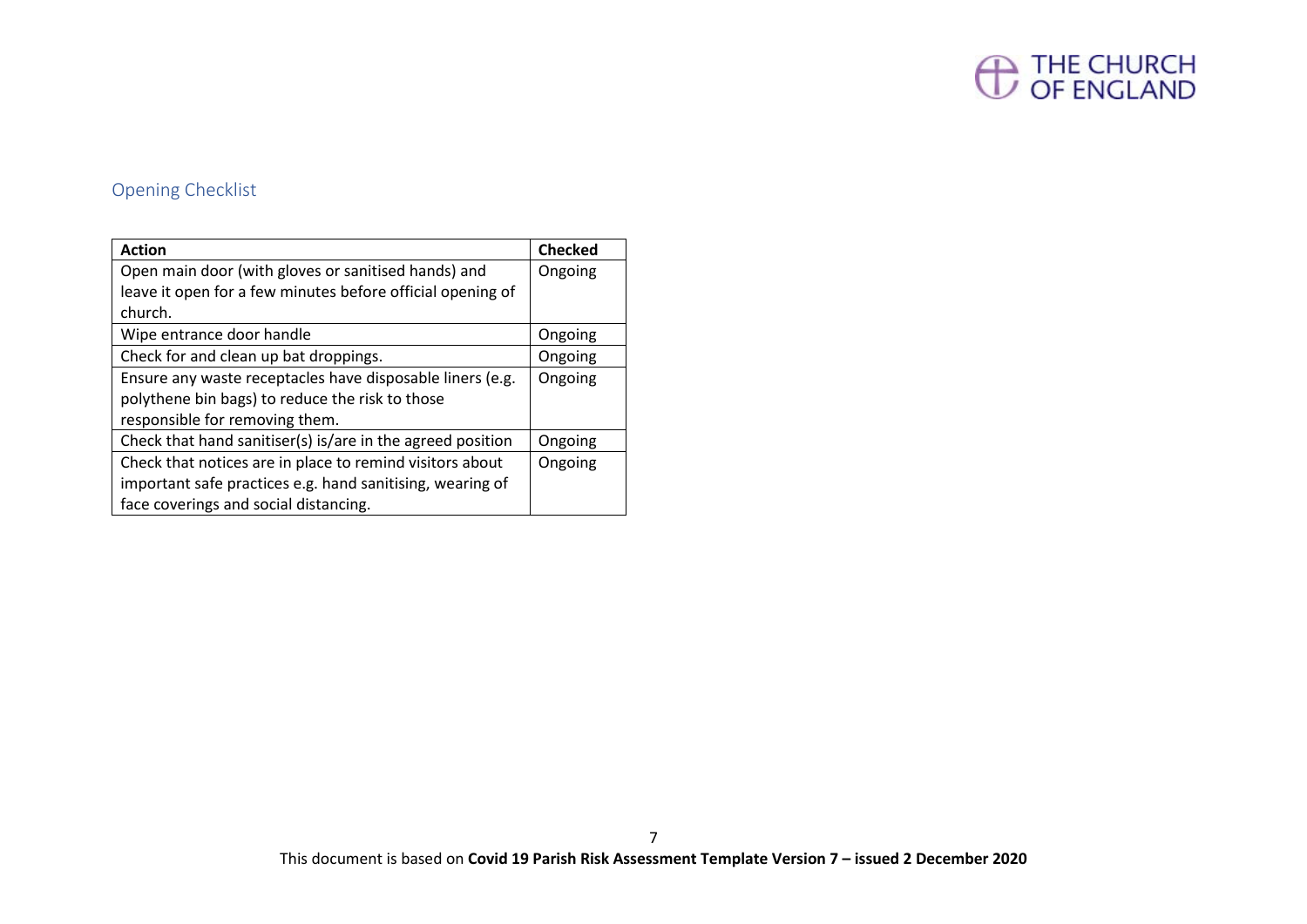## Opening Checklist

| Action | Checked |
|---|---|
| Open main door (with gloves or sanitised hands) and leave it open for a few minutes before official opening of church. | Ongoing |
| Wipe entrance door handle | Ongoing |
| Check for and clean up bat droppings. | Ongoing |
| Ensure any waste receptacles have disposable liners (e.g. polythene bin bags) to reduce the risk to those responsible for removing them. | Ongoing |
| Check that hand sanitiser(s) is/are in the agreed position | Ongoing |
| Check that notices are in place to remind visitors about important safe practices e.g. hand sanitising, wearing of face coverings and social distancing. | Ongoing |